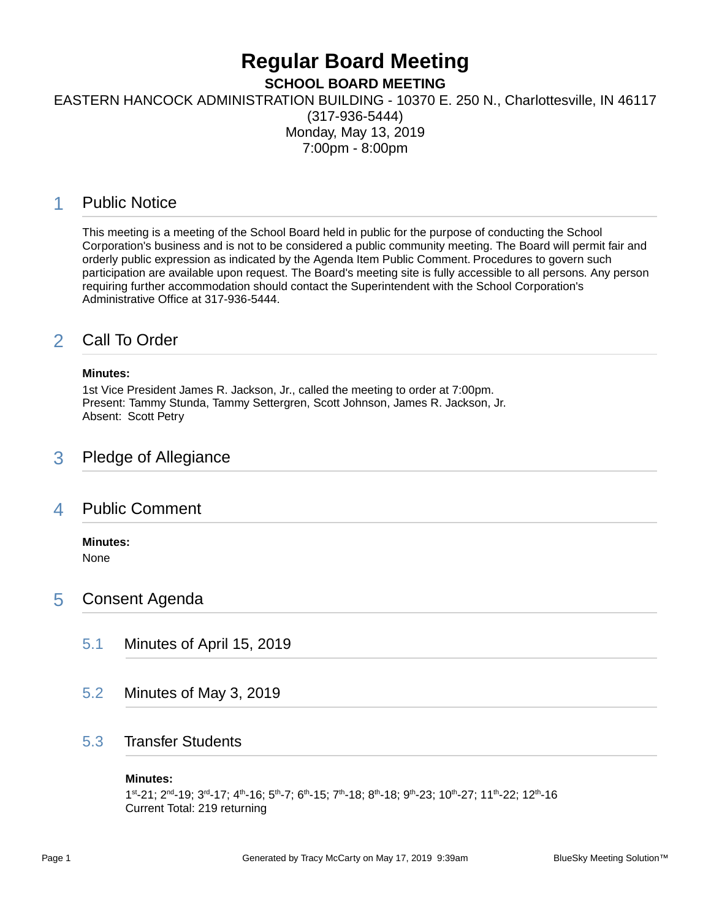# Regular Board Meeting

**SCHOOL BOARD MEETING**

EASTERN HANCOCK ADMINISTRATION BUILDING - 10370 E. 250 N., Charlottesville, IN 46117
(317-936-5444)
Monday, May 13, 2019
7:00pm - 8:00pm

## 1 Public Notice

This meeting is a meeting of the School Board held in public for the purpose of conducting the School Corporation's business and is not to be considered a public community meeting. The Board will permit fair and orderly public expression as indicated by the Agenda Item Public Comment. Procedures to govern such participation are available upon request. The Board's meeting site is fully accessible to all persons. Any person requiring further accommodation should contact the Superintendent with the School Corporation's Administrative Office at 317-936-5444.

## 2 Call To Order

**Minutes:**

1st Vice President James R. Jackson, Jr., called the meeting to order at 7:00pm.
Present: Tammy Stunda, Tammy Settergren, Scott Johnson, James R. Jackson, Jr.
Absent: Scott Petry

## 3 Pledge of Allegiance

## 4 Public Comment

**Minutes:**

None

## 5 Consent Agenda

### 5.1 Minutes of April 15, 2019

### 5.2 Minutes of May 3, 2019

### 5.3 Transfer Students

**Minutes:**

1st-21; 2nd-19; 3rd-17; 4th-16; 5th-7; 6th-15; 7th-18; 8th-18; 9th-23; 10th-27; 11th-22; 12th-16
Current Total: 219 returning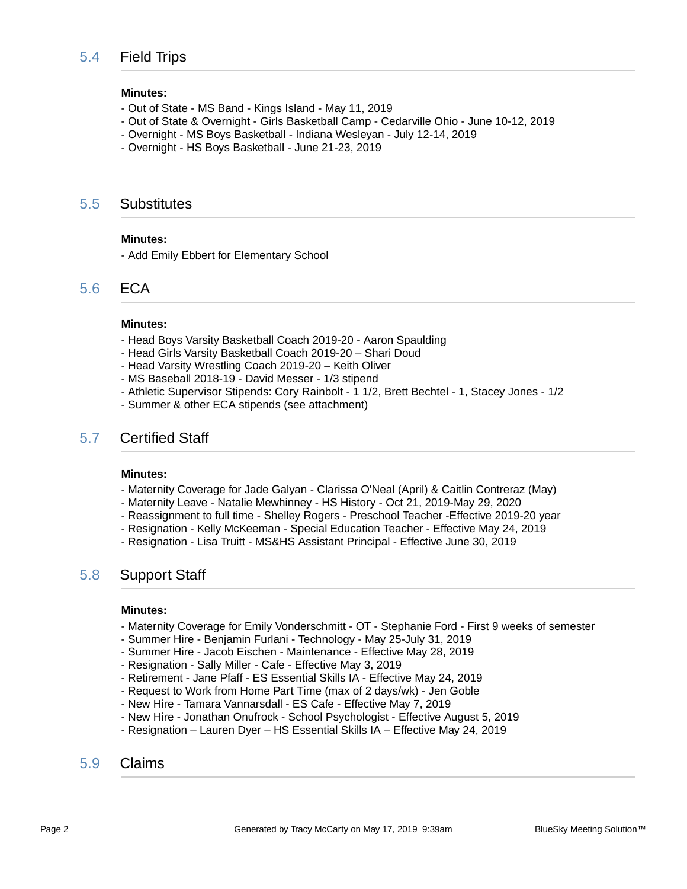## 5.4 Field Trips

**Minutes:**

- Out of State - MS Band - Kings Island - May 11, 2019
- Out of State & Overnight - Girls Basketball Camp - Cedarville Ohio - June 10-12, 2019
- Overnight - MS Boys Basketball - Indiana Wesleyan - July 12-14, 2019
- Overnight - HS Boys Basketball - June 21-23, 2019

## 5.5 Substitutes

**Minutes:**

- Add Emily Ebbert for Elementary School

## 5.6 ECA

**Minutes:**

- Head Boys Varsity Basketball Coach 2019-20 - Aaron Spaulding
- Head Girls Varsity Basketball Coach 2019-20 – Shari Doud
- Head Varsity Wrestling Coach 2019-20 – Keith Oliver
- MS Baseball 2018-19 - David Messer - 1/3 stipend
- Athletic Supervisor Stipends: Cory Rainbolt - 1 1/2, Brett Bechtel - 1, Stacey Jones - 1/2
- Summer & other ECA stipends (see attachment)

## 5.7 Certified Staff

**Minutes:**

- Maternity Coverage for Jade Galyan - Clarissa O'Neal (April) & Caitlin Contreraz (May)
- Maternity Leave - Natalie Mewhinney - HS History - Oct 21, 2019-May 29, 2020
- Reassignment to full time - Shelley Rogers - Preschool Teacher -Effective 2019-20 year
- Resignation - Kelly McKeeman - Special Education Teacher - Effective May 24, 2019
- Resignation - Lisa Truitt - MS&HS Assistant Principal - Effective June 30, 2019

## 5.8 Support Staff

**Minutes:**

- Maternity Coverage for Emily Vonderschmitt - OT - Stephanie Ford - First 9 weeks of semester
- Summer Hire - Benjamin Furlani - Technology - May 25-July 31, 2019
- Summer Hire - Jacob Eischen - Maintenance - Effective May 28, 2019
- Resignation - Sally Miller - Cafe - Effective May 3, 2019
- Retirement - Jane Pfaff - ES Essential Skills IA - Effective May 24, 2019
- Request to Work from Home Part Time (max of 2 days/wk) - Jen Goble
- New Hire - Tamara Vannarsdall - ES Cafe - Effective May 7, 2019
- New Hire - Jonathan Onufrock - School Psychologist - Effective August 5, 2019
- Resignation – Lauren Dyer – HS Essential Skills IA – Effective May 24, 2019

## 5.9 Claims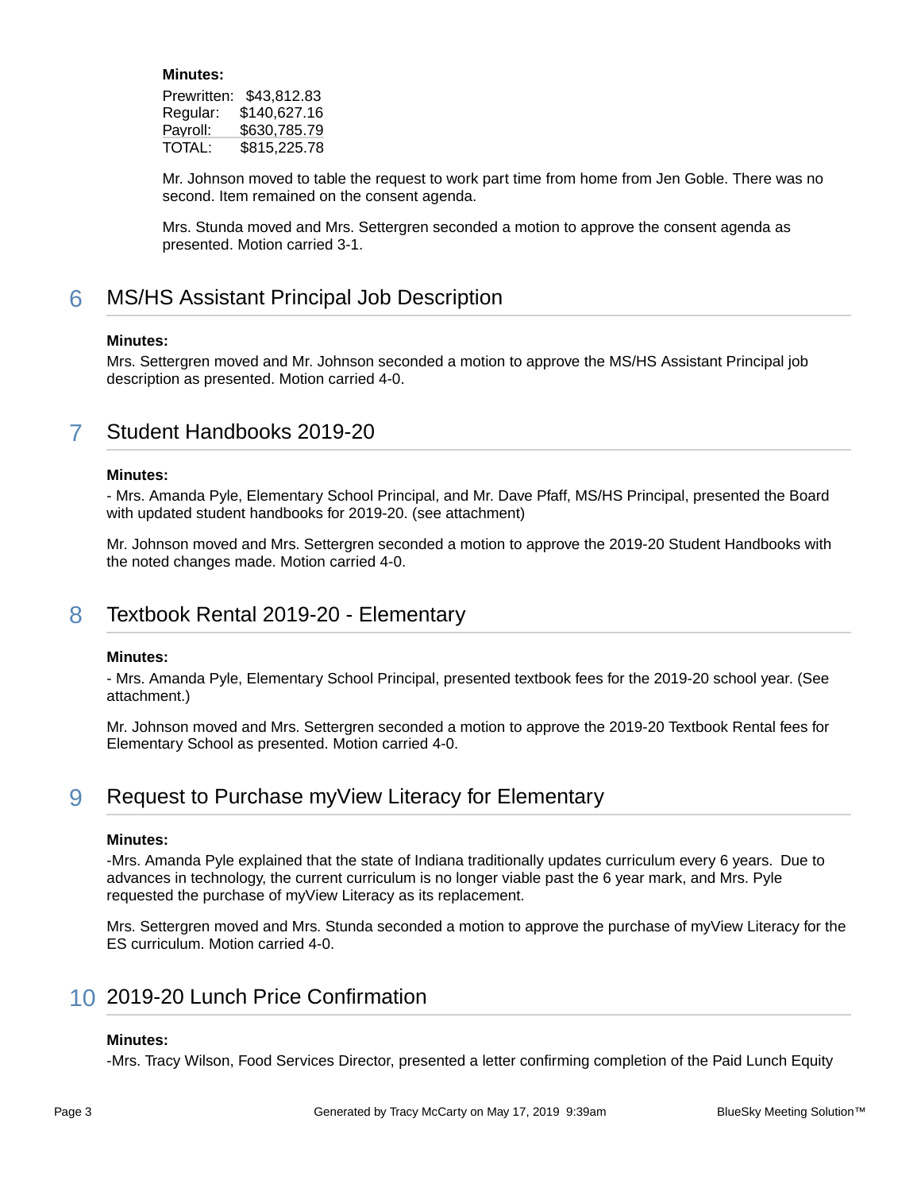**Minutes:**

| | |
|---|---|
| Prewritten: | $43,812.83 |
| Regular: | $140,627.16 |
| Payroll: | $630,785.79 |
| TOTAL: | $815,225.78 |

Mr. Johnson moved to table the request to work part time from home from Jen Goble. There was no second. Item remained on the consent agenda.

Mrs. Stunda moved and Mrs. Settergren seconded a motion to approve the consent agenda as presented. Motion carried 3-1.

## 6 MS/HS Assistant Principal Job Description

**Minutes:**

Mrs. Settergren moved and Mr. Johnson seconded a motion to approve the MS/HS Assistant Principal job description as presented. Motion carried 4-0.

## 7 Student Handbooks 2019-20

**Minutes:**

- Mrs. Amanda Pyle, Elementary School Principal, and Mr. Dave Pfaff, MS/HS Principal, presented the Board with updated student handbooks for 2019-20. (see attachment)

Mr. Johnson moved and Mrs. Settergren seconded a motion to approve the 2019-20 Student Handbooks with the noted changes made. Motion carried 4-0.

## 8 Textbook Rental 2019-20 - Elementary

**Minutes:**

- Mrs. Amanda Pyle, Elementary School Principal, presented textbook fees for the 2019-20 school year. (See attachment.)

Mr. Johnson moved and Mrs. Settergren seconded a motion to approve the 2019-20 Textbook Rental fees for Elementary School as presented. Motion carried 4-0.

## 9 Request to Purchase myView Literacy for Elementary

**Minutes:**

-Mrs. Amanda Pyle explained that the state of Indiana traditionally updates curriculum every 6 years. Due to advances in technology, the current curriculum is no longer viable past the 6 year mark, and Mrs. Pyle requested the purchase of myView Literacy as its replacement.

Mrs. Settergren moved and Mrs. Stunda seconded a motion to approve the purchase of myView Literacy for the ES curriculum. Motion carried 4-0.

## 10 2019-20 Lunch Price Confirmation

**Minutes:**

-Mrs. Tracy Wilson, Food Services Director, presented a letter confirming completion of the Paid Lunch Equity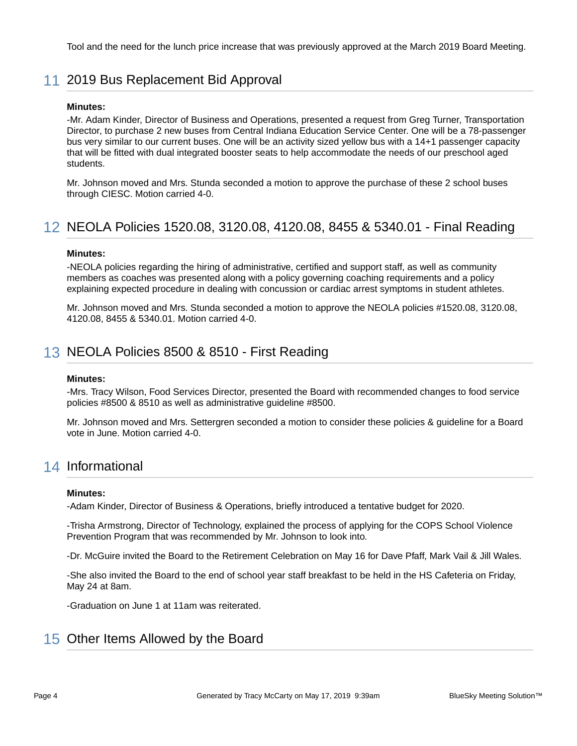Tool and the need for the lunch price increase that was previously approved at the March 2019 Board Meeting.

## 11 2019 Bus Replacement Bid Approval

**Minutes:**

-Mr. Adam Kinder, Director of Business and Operations, presented a request from Greg Turner, Transportation Director, to purchase 2 new buses from Central Indiana Education Service Center. One will be a 78-passenger bus very similar to our current buses. One will be an activity sized yellow bus with a 14+1 passenger capacity that will be fitted with dual integrated booster seats to help accommodate the needs of our preschool aged students.

Mr. Johnson moved and Mrs. Stunda seconded a motion to approve the purchase of these 2 school buses through CIESC. Motion carried 4-0.

## 12 NEOLA Policies 1520.08, 3120.08, 4120.08, 8455 & 5340.01 - Final Reading

**Minutes:**

-NEOLA policies regarding the hiring of administrative, certified and support staff, as well as community members as coaches was presented along with a policy governing coaching requirements and a policy explaining expected procedure in dealing with concussion or cardiac arrest symptoms in student athletes.

Mr. Johnson moved and Mrs. Stunda seconded a motion to approve the NEOLA policies #1520.08, 3120.08, 4120.08, 8455 & 5340.01. Motion carried 4-0.

## 13 NEOLA Policies 8500 & 8510 - First Reading

**Minutes:**

-Mrs. Tracy Wilson, Food Services Director, presented the Board with recommended changes to food service policies #8500 & 8510 as well as administrative guideline #8500.

Mr. Johnson moved and Mrs. Settergren seconded a motion to consider these policies & guideline for a Board vote in June. Motion carried 4-0.

## 14 Informational

**Minutes:**

-Adam Kinder, Director of Business & Operations, briefly introduced a tentative budget for 2020.

-Trisha Armstrong, Director of Technology, explained the process of applying for the COPS School Violence Prevention Program that was recommended by Mr. Johnson to look into.

-Dr. McGuire invited the Board to the Retirement Celebration on May 16 for Dave Pfaff, Mark Vail & Jill Wales.

-She also invited the Board to the end of school year staff breakfast to be held in the HS Cafeteria on Friday, May 24 at 8am.

-Graduation on June 1 at 11am was reiterated.

## 15 Other Items Allowed by the Board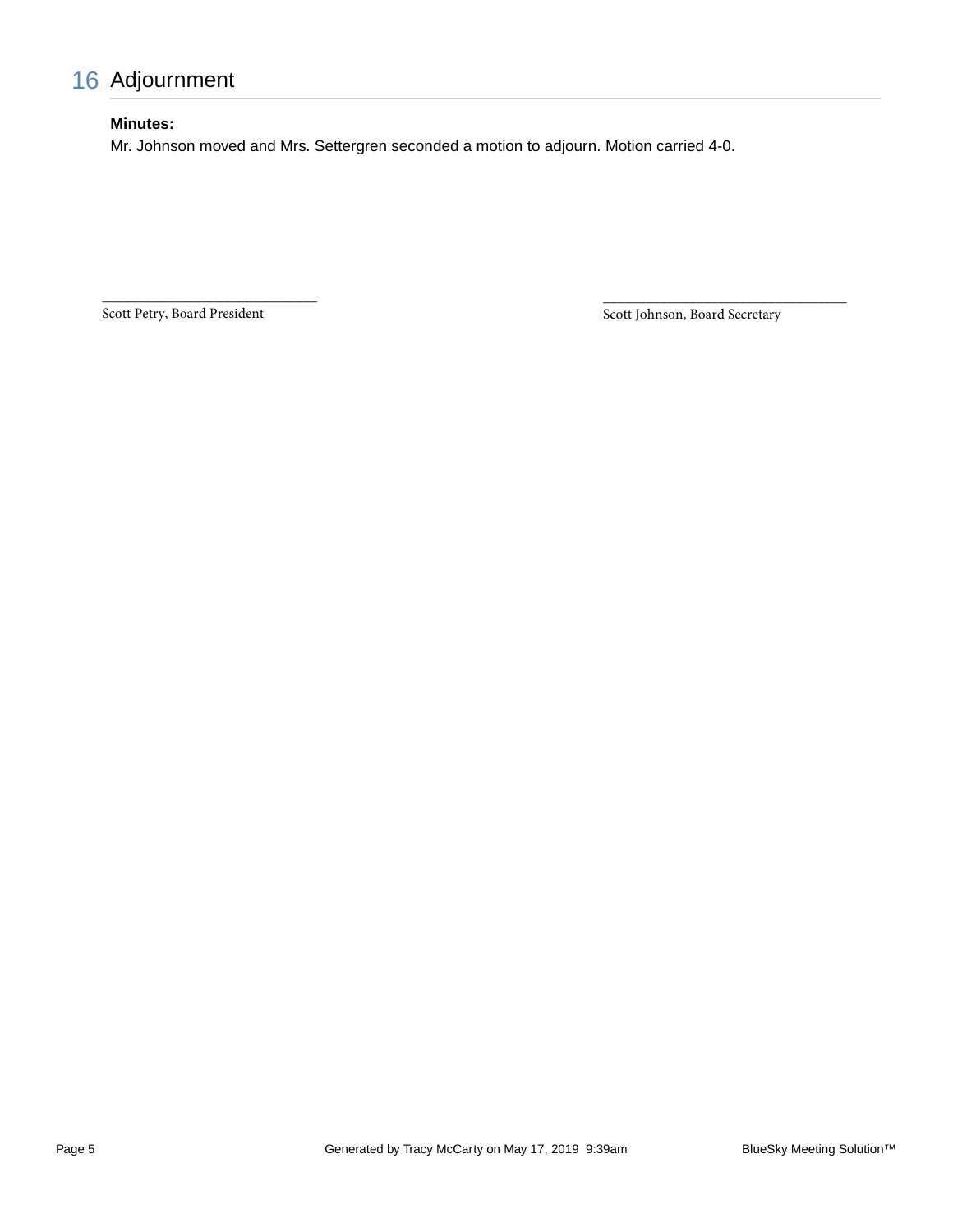## 16 Adjournment

**Minutes:**

Mr. Johnson moved and Mrs. Settergren seconded a motion to adjourn. Motion carried 4-0.

\_\_\_\_\_\_\_\_\_\_\_\_\_\_\_\_\_\_\_\_\_\_\_\_\_\_\_\_\_\_
Scott Petry, Board President

\_\_\_\_\_\_\_\_\_\_\_\_\_\_\_\_\_\_\_\_\_\_\_\_\_\_\_\_\_\_
Scott Johnson, Board Secretary

Generated by Tracy McCarty on May 17, 2019 9:39am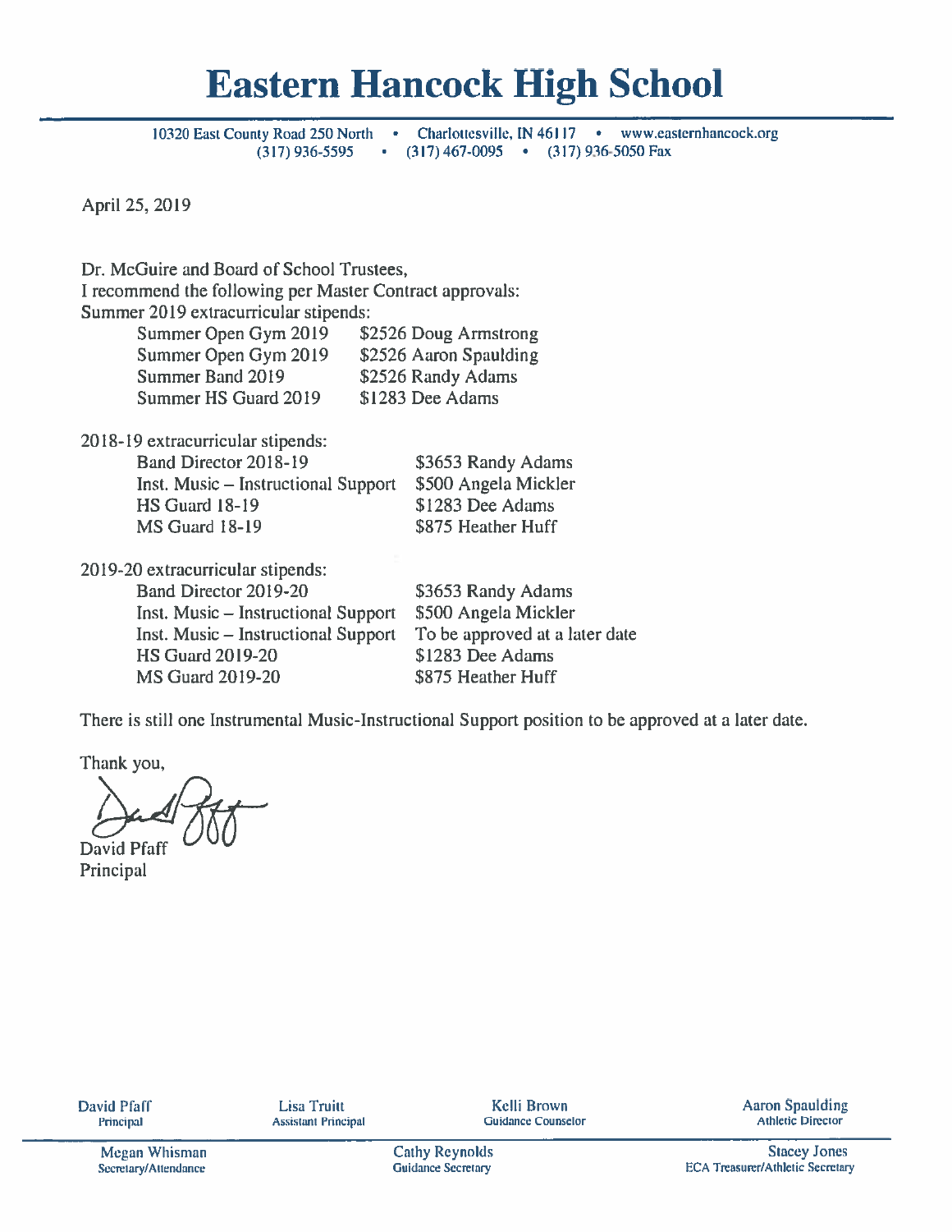# Eastern Hancock High School

10320 East County Road 250 North • Charlottesville, IN 46117 • www.easternhancock.org
(317) 936-5595 • (317) 467-0095 • (317) 936-5050 Fax

April 25, 2019

Dr. McGuire and Board of School Trustees,
I recommend the following per Master Contract approvals:
Summer 2019 extracurricular stipends:

| | |
|---|---|
| Summer Open Gym 2019 | $2526 Doug Armstrong |
| Summer Open Gym 2019 | $2526 Aaron Spaulding |
| Summer Band 2019 | $2526 Randy Adams |
| Summer HS Guard 2019 | $1283 Dee Adams |

2018-19 extracurricular stipends:

| | |
|---|---|
| Band Director 2018-19 | $3653 Randy Adams |
| Inst. Music – Instructional Support | $500 Angela Mickler |
| HS Guard 18-19 | $1283 Dee Adams |
| MS Guard 18-19 | $875 Heather Huff |

2019-20 extracurricular stipends:

| | |
|---|---|
| Band Director 2019-20 | $3653 Randy Adams |
| Inst. Music – Instructional Support | $500 Angela Mickler |
| Inst. Music – Instructional Support | To be approved at a later date |
| HS Guard 2019-20 | $1283 Dee Adams |
| MS Guard 2019-20 | $875 Heather Huff |

There is still one Instrumental Music-Instructional Support position to be approved at a later date.

Thank you,

David Pfaff
Principal

David Pfaff, Principal | Lisa Truitt, Assistant Principal | Kelli Brown, Guidance Counselor | Aaron Spaulding, Athletic Director
Megan Whisman, Secretary/Attendance | Cathy Reynolds, Guidance Secretary | Stacey Jones, ECA Treasurer/Athletic Secretary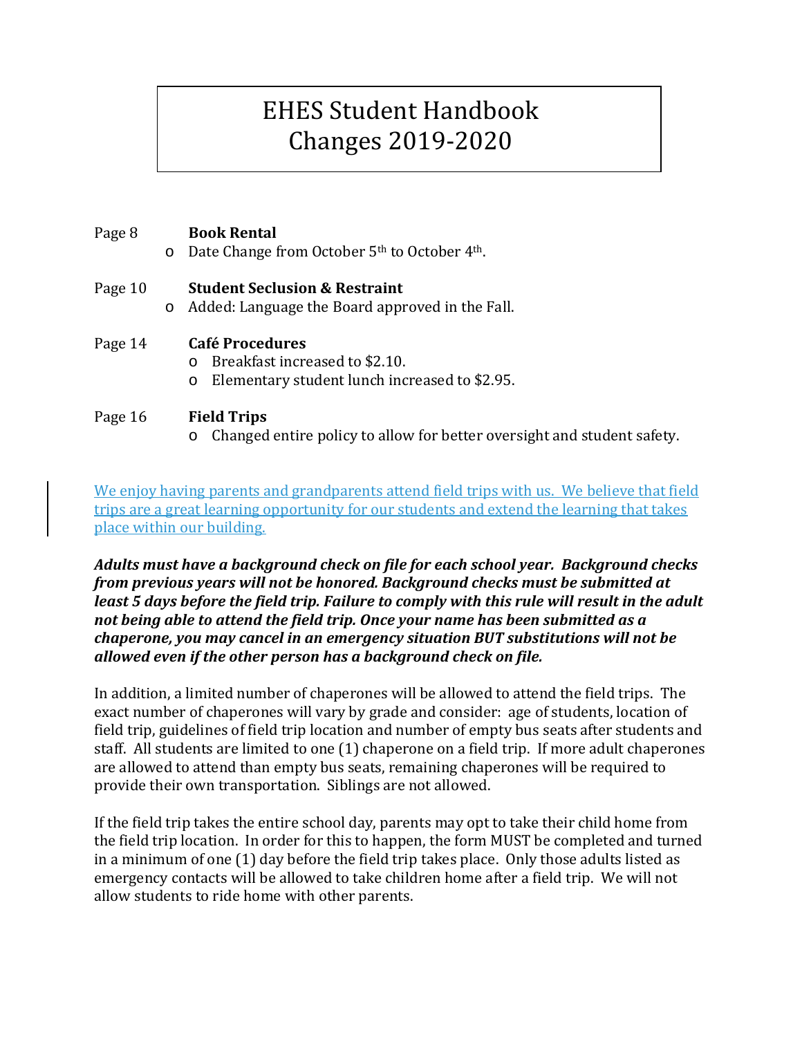# EHES Student Handbook Changes 2019-2020

Page 8 **Book Rental**

- Date Change from October 5th to October 4th.

Page 10 **Student Seclusion & Restraint**

- Added: Language the Board approved in the Fall.

Page 14 **Café Procedures**

- Breakfast increased to $2.10.
- Elementary student lunch increased to $2.95.

Page 16 **Field Trips**

- Changed entire policy to allow for better oversight and student safety.

We enjoy having parents and grandparents attend field trips with us. We believe that field trips are a great learning opportunity for our students and extend the learning that takes place within our building.

***Adults must have a background check on file for each school year. Background checks from previous years will not be honored. Background checks must be submitted at least 5 days before the field trip. Failure to comply with this rule will result in the adult not being able to attend the field trip. Once your name has been submitted as a chaperone, you may cancel in an emergency situation BUT substitutions will not be allowed even if the other person has a background check on file.***

In addition, a limited number of chaperones will be allowed to attend the field trips. The exact number of chaperones will vary by grade and consider: age of students, location of field trip, guidelines of field trip location and number of empty bus seats after students and staff. All students are limited to one (1) chaperone on a field trip. If more adult chaperones are allowed to attend than empty bus seats, remaining chaperones will be required to provide their own transportation. Siblings are not allowed.

If the field trip takes the entire school day, parents may opt to take their child home from the field trip location. In order for this to happen, the form MUST be completed and turned in a minimum of one (1) day before the field trip takes place. Only those adults listed as emergency contacts will be allowed to take children home after a field trip. We will not allow students to ride home with other parents.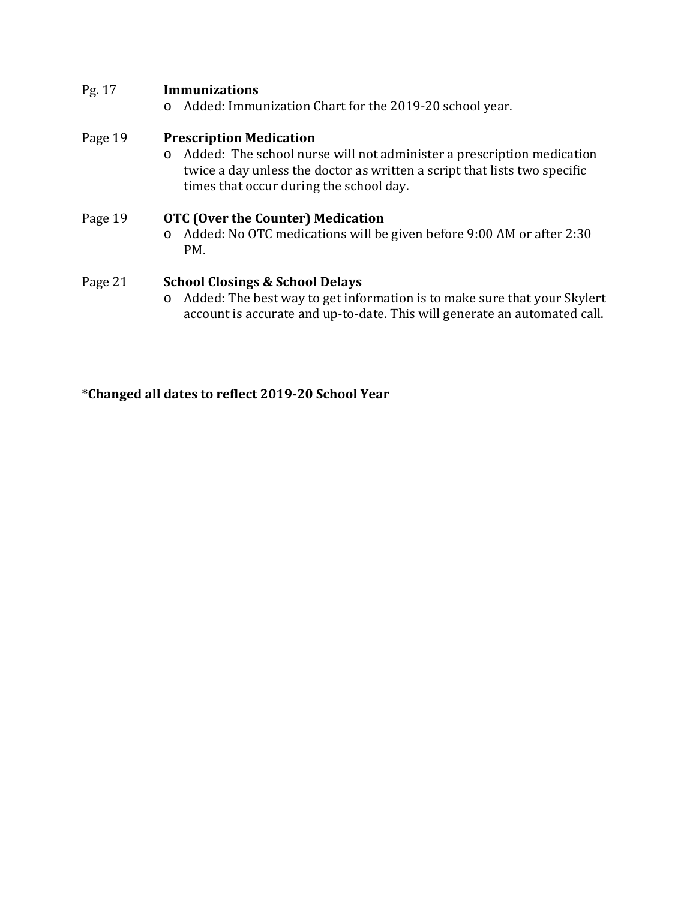Pg. 17 **Immunizations**

- Added: Immunization Chart for the 2019-20 school year.

Page 19 **Prescription Medication**

- Added: The school nurse will not administer a prescription medication twice a day unless the doctor as written a script that lists two specific times that occur during the school day.

Page 19 **OTC (Over the Counter) Medication**

- Added: No OTC medications will be given before 9:00 AM or after 2:30 PM.

Page 21 **School Closings & School Delays**

- Added: The best way to get information is to make sure that your Skylert account is accurate and up-to-date. This will generate an automated call.

**\*Changed all dates to reflect 2019-20 School Year**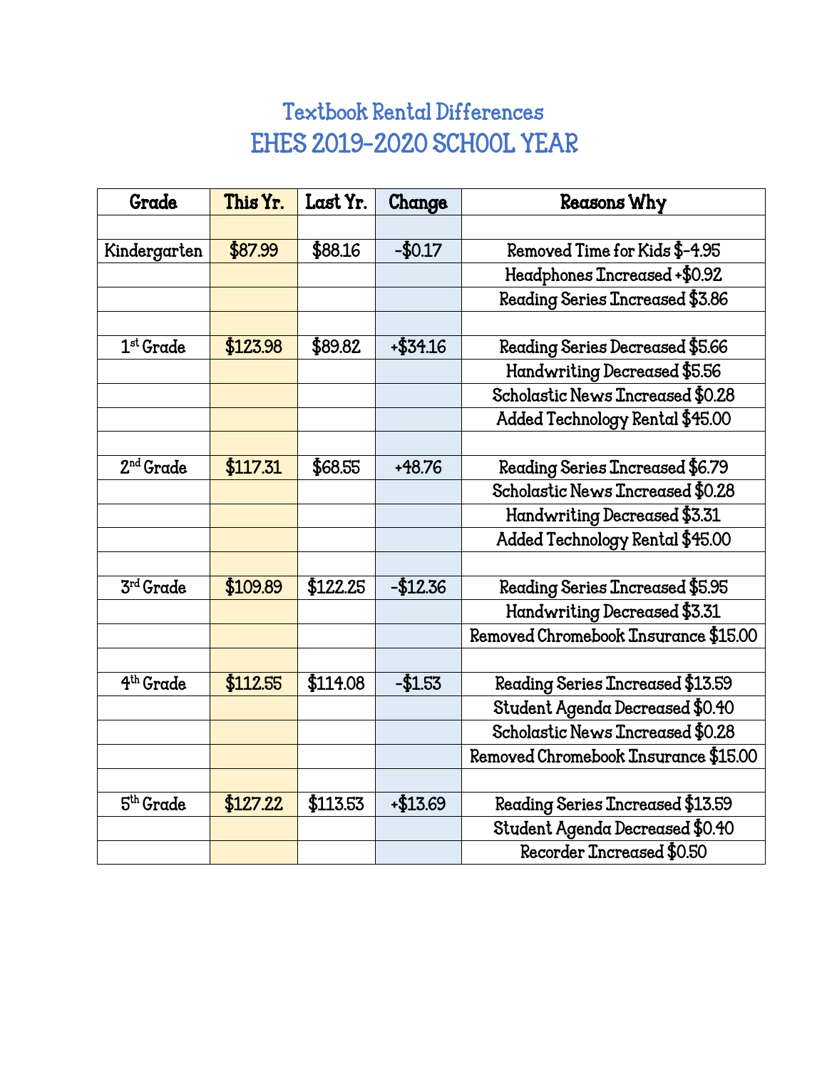# Textbook Rental Differences
# EHES 2019-2020 SCHOOL YEAR

| Grade | This Yr. | Last Yr. | Change | Reasons Why |
|---|---|---|---|---|
| | | | | |
| Kindergarten | $87.99 | $88.16 | -$0.17 | Removed Time for Kids $-4.95 |
| | | | | Headphones Increased +$0.92 |
| | | | | Reading Series Increased $3.86 |
| | | | | |
| 1st Grade | $123.98 | $89.82 | +$34.16 | Reading Series Decreased $5.66 |
| | | | | Handwriting Decreased $5.56 |
| | | | | Scholastic News Increased $0.28 |
| | | | | Added Technology Rental $45.00 |
| | | | | |
| 2nd Grade | $117.31 | $68.55 | +48.76 | Reading Series Increased $6.79 |
| | | | | Scholastic News Increased $0.28 |
| | | | | Handwriting Decreased $3.31 |
| | | | | Added Technology Rental $45.00 |
| | | | | |
| 3rd Grade | $109.89 | $122.25 | -$12.36 | Reading Series Increased $5.95 |
| | | | | Handwriting Decreased $3.31 |
| | | | | Removed Chromebook Insurance $15.00 |
| | | | | |
| 4th Grade | $112.55 | $114.08 | -$1.53 | Reading Series Increased $13.59 |
| | | | | Student Agenda Decreased $0.40 |
| | | | | Scholastic News Increased $0.28 |
| | | | | Removed Chromebook Insurance $15.00 |
| | | | | |
| 5th Grade | $127.22 | $113.53 | +$13.69 | Reading Series Increased $13.59 |
| | | | | Student Agenda Decreased $0.40 |
| | | | | Recorder Increased $0.50 |